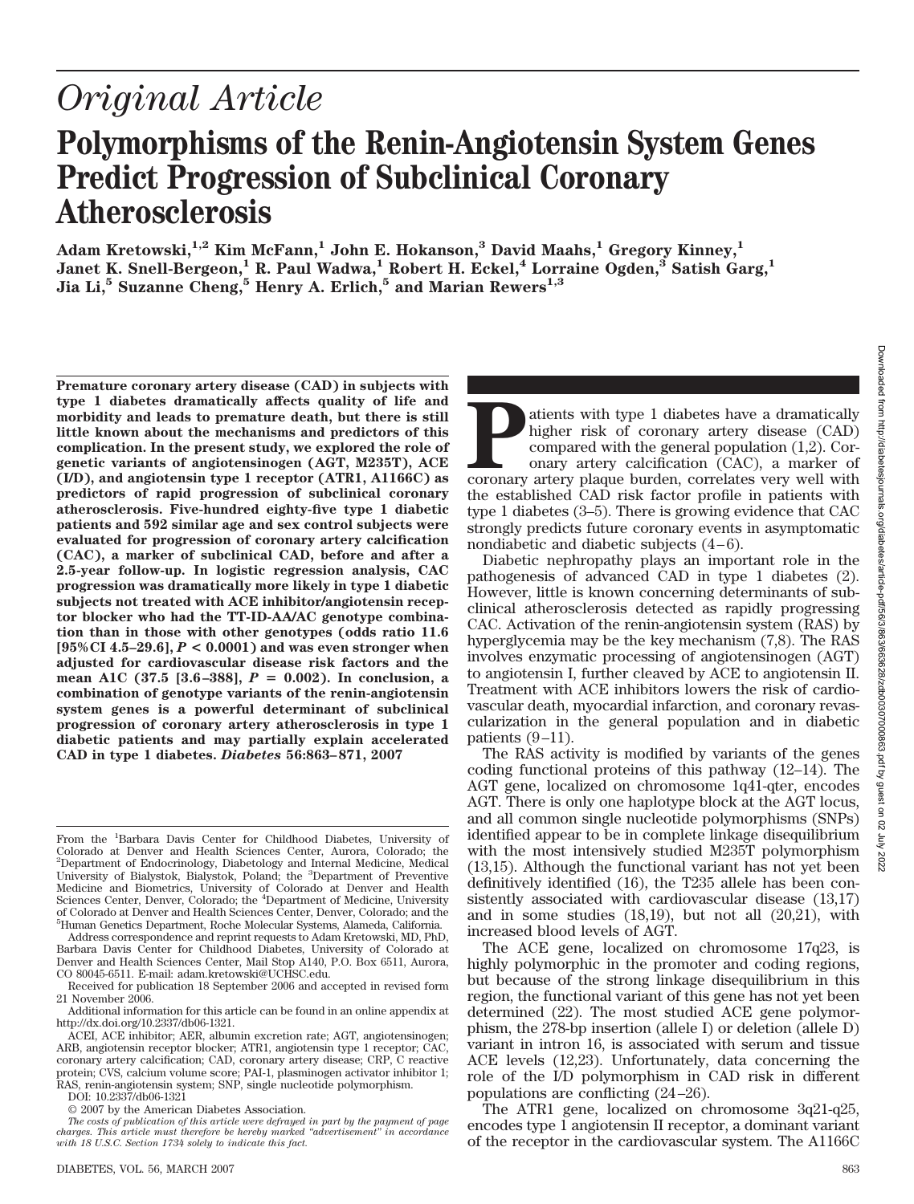*Original Article*

# Polymorphisms of the Renin-Angiotensin System Genes Predict Progression of Subclinical Coronary Atherosclerosis

**Adam Kretowski,[1,2] Kim McFann,[1] John E. Hokanson,[3] David Maahs,[1] Gregory Kinney,[1] Janet K. Snell-Bergeon,[1] R. Paul Wadwa,[1] Robert H. Eckel,[4] Lorraine Ogden,[3] Satish Garg,[1] Jia Li,[5] Suzanne Cheng,[5] Henry A. Erlich,[5] and Marian Rewers[1,3]**

**Premature coronary artery disease (CAD) in subjects with type 1 diabetes dramatically affects quality of life and morbidity and leads to premature death, but there is still little known about the mechanisms and predictors of this complication. In the present study, we explored the role of genetic variants of angiotensinogen (AGT, M235T), ACE (I/D), and angiotensin type 1 receptor (ATR1, A1166C) as predictors of rapid progression of subclinical coronary atherosclerosis. Five-hundred eighty-five type 1 diabetic patients and 592 similar age and sex control subjects were evaluated for progression of coronary artery calcification (CAC), a marker of subclinical CAD, before and after a 2.5-year follow-up. In logistic regression analysis, CAC progression was dramatically more likely in type 1 diabetic subjects not treated with ACE inhibitor/angiotensin receptor blocker who had the TT-ID-AA/AC genotype combination than in those with other genotypes (odds ratio 11.6 [95%CI 4.5–29.6], $P < 0.0001$) and was even stronger when adjusted for cardiovascular disease risk factors and the mean A1C (37.5 [3.6–388], $P = 0.002$). In conclusion, a combination of genotype variants of the renin-angiotensin system genes is a powerful determinant of subclinical progression of coronary artery atherosclerosis in type 1 diabetic patients and may partially explain accelerated CAD in type 1 diabetes. *Diabetes* 56:863–871, 2007**

From the [1]Barbara Davis Center for Childhood Diabetes, University of Colorado at Denver and Health Sciences Center, Aurora, Colorado; the [2]Department of Endocrinology, Diabetology and Internal Medicine, Medical University of Bialystok, Bialystok, Poland; the [3]Department of Preventive Medicine and Biometrics, University of Colorado at Denver and Health Sciences Center, Denver, Colorado; the [4]Department of Medicine, University of Colorado at Denver and Health Sciences Center, Denver, Colorado; and the [5]Human Genetics Department, Roche Molecular Systems, Alameda, California.

Address correspondence and reprint requests to Adam Kretowski, MD, PhD, Barbara Davis Center for Childhood Diabetes, University of Colorado at Denver and Health Sciences Center, Mail Stop A140, P.O. Box 6511, Aurora, CO 80045-6511. E-mail: adam.kretowski@UCHSC.edu.

Received for publication 18 September 2006 and accepted in revised form 21 November 2006.

Additional information for this article can be found in an online appendix at http://dx.doi.org/10.2337/db06-1321.

ACEI, ACE inhibitor; AER, albumin excretion rate; AGT, angiotensinogen; ARB, angiotensin receptor blocker; ATR1, angiotensin type 1 receptor; CAC, coronary artery calcification; CAD, coronary artery disease; CRP, C reactive protein; CVS, calcium volume score; PAI-1, plasminogen activator inhibitor 1; RAS, renin-angiotensin system; SNP, single nucleotide polymorphism.

DOI: 10.2337/db06-1321

© 2007 by the American Diabetes Association.

*The costs of publication of this article were defrayed in part by the payment of page charges. This article must therefore be hereby marked "advertisement" in accordance with 18 U.S.C. Section 1734 solely to indicate this fact.*

Patients with type 1 diabetes have a dramatically higher risk of coronary artery disease (CAD) compared with the general population (1,2). Coronary artery calcification (CAC), a marker of coronary artery plaque burden, correlates very well with the established CAD risk factor profile in patients with type 1 diabetes (3–5). There is growing evidence that CAC strongly predicts future coronary events in asymptomatic nondiabetic and diabetic subjects (4–6).

Diabetic nephropathy plays an important role in the pathogenesis of advanced CAD in type 1 diabetes (2). However, little is known concerning determinants of subclinical atherosclerosis detected as rapidly progressing CAC. Activation of the renin-angiotensin system (RAS) by hyperglycemia may be the key mechanism (7,8). The RAS involves enzymatic processing of angiotensinogen (AGT) to angiotensin I, further cleaved by ACE to angiotensin II. Treatment with ACE inhibitors lowers the risk of cardiovascular death, myocardial infarction, and coronary revascularization in the general population and in diabetic patients (9–11).

The RAS activity is modified by variants of the genes coding functional proteins of this pathway (12–14). The AGT gene, localized on chromosome 1q41-qter, encodes AGT. There is only one haplotype block at the AGT locus, and all common single nucleotide polymorphisms (SNPs) identified appear to be in complete linkage disequilibrium with the most intensively studied M235T polymorphism (13,15). Although the functional variant has not yet been definitively identified (16), the T235 allele has been consistently associated with cardiovascular disease (13,17) and in some studies (18,19), but not all (20,21), with increased blood levels of AGT.

The ACE gene, localized on chromosome 17q23, is highly polymorphic in the promoter and coding regions, but because of the strong linkage disequilibrium in this region, the functional variant of this gene has not yet been determined (22). The most studied ACE gene polymorphism, the 278-bp insertion (allele I) or deletion (allele D) variant in intron 16, is associated with serum and tissue ACE levels (12,23). Unfortunately, data concerning the role of the I/D polymorphism in CAD risk in different populations are conflicting (24–26).

The ATR1 gene, localized on chromosome 3q21-q25, encodes type 1 angiotensin II receptor, a dominant variant of the receptor in the cardiovascular system. The A1166C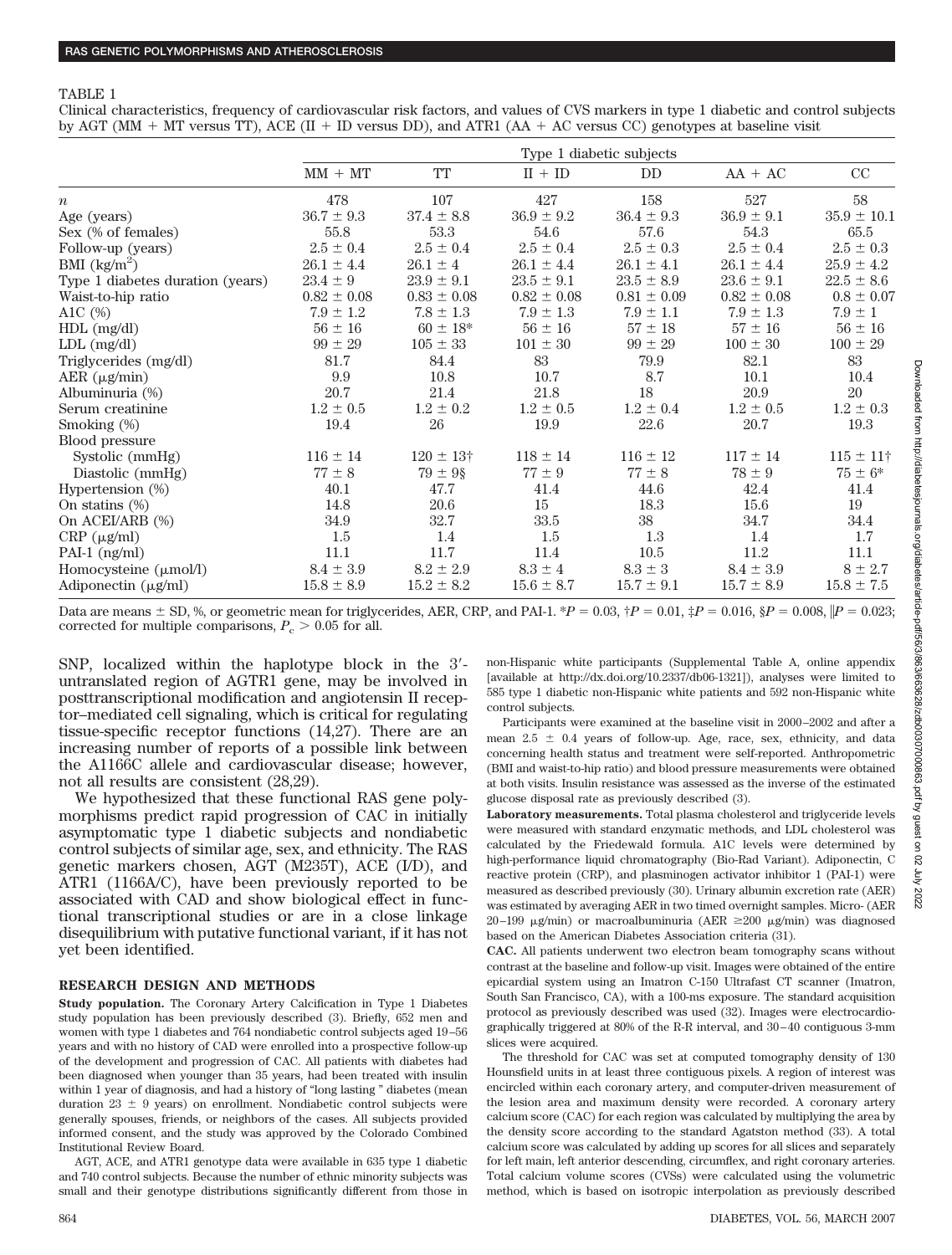TABLE 1

Clinical characteristics, frequency of cardiovascular risk factors, and values of CVS markers in type 1 diabetic and control subjects by AGT (MM + MT versus TT), ACE (II + ID versus DD), and ATR1 (AA + AC versus CC) genotypes at baseline visit

| | Type 1 diabetic subjects | | | | | |
|---|---|---|---|---|---|---|
| | MM + MT | TT | II + ID | DD | AA + AC | CC |
| $n$ | 478 | 107 | 427 | 158 | 527 | 58 |
| Age (years) | 36.7 ± 9.3 | 37.4 ± 8.8 | 36.9 ± 9.2 | 36.4 ± 9.3 | 36.9 ± 9.1 | 35.9 ± 10.1 |
| Sex (% of females) | 55.8 | 53.3 | 54.6 | 57.6 | 54.3 | 65.5 |
| Follow-up (years) | 2.5 ± 0.4 | 2.5 ± 0.4 | 2.5 ± 0.4 | 2.5 ± 0.3 | 2.5 ± 0.4 | 2.5 ± 0.3 |
| BMI (kg/m²) | 26.1 ± 4.4 | 26.1 ± 4 | 26.1 ± 4.4 | 26.1 ± 4.1 | 26.1 ± 4.4 | 25.9 ± 4.2 |
| Type 1 diabetes duration (years) | 23.4 ± 9 | 23.9 ± 9.1 | 23.5 ± 9.1 | 23.5 ± 8.9 | 23.6 ± 9.1 | 22.5 ± 8.6 |
| Waist-to-hip ratio | 0.82 ± 0.08 | 0.83 ± 0.08 | 0.82 ± 0.08 | 0.81 ± 0.09 | 0.82 ± 0.08 | 0.8 ± 0.07 |
| A1C (%) | 7.9 ± 1.2 | 7.8 ± 1.3 | 7.9 ± 1.3 | 7.9 ± 1.1 | 7.9 ± 1.3 | 7.9 ± 1 |
| HDL (mg/dl) | 56 ± 16 | 60 ± 18* | 56 ± 16 | 57 ± 18 | 57 ± 16 | 56 ± 16 |
| LDL (mg/dl) | 99 ± 29 | 105 ± 33 | 101 ± 30 | 99 ± 29 | 100 ± 30 | 100 ± 29 |
| Triglycerides (mg/dl) | 81.7 | 84.4 | 83 | 79.9 | 82.1 | 83 |
| AER (μg/min) | 9.9 | 10.8 | 10.7 | 8.7 | 10.1 | 10.4 |
| Albuminuria (%) | 20.7 | 21.4 | 21.8 | 18 | 20.9 | 20 |
| Serum creatinine | 1.2 ± 0.5 | 1.2 ± 0.2 | 1.2 ± 0.5 | 1.2 ± 0.4 | 1.2 ± 0.5 | 1.2 ± 0.3 |
| Smoking (%) | 19.4 | 26 | 19.9 | 22.6 | 20.7 | 19.3 |
| Blood pressure | | | | | | |
| Systolic (mmHg) | 116 ± 14 | 120 ± 13† | 118 ± 14 | 116 ± 12 | 117 ± 14 | 115 ± 11† |
| Diastolic (mmHg) | 77 ± 8 | 79 ± 9§ | 77 ± 9 | 77 ± 8 | 78 ± 9 | 75 ± 6* |
| Hypertension (%) | 40.1 | 47.7 | 41.4 | 44.6 | 42.4 | 41.4 |
| On statins (%) | 14.8 | 20.6 | 15 | 18.3 | 15.6 | 19 |
| On ACEI/ARB (%) | 34.9 | 32.7 | 33.5 | 38 | 34.7 | 34.4 |
| CRP (μg/ml) | 1.5 | 1.4 | 1.5 | 1.3 | 1.4 | 1.7 |
| PAI-1 (ng/ml) | 11.1 | 11.7 | 11.4 | 10.5 | 11.2 | 11.1 |
| Homocysteine (μmol/l) | 8.4 ± 3.9 | 8.2 ± 2.9 | 8.3 ± 4 | 8.3 ± 3 | 8.4 ± 3.9 | 8 ± 2.7 |
| Adiponectin (μg/ml) | 15.8 ± 8.9 | 15.2 ± 8.2 | 15.6 ± 8.7 | 15.7 ± 9.1 | 15.7 ± 8.9 | 15.8 ± 7.5 |

Data are means ± SD, %, or geometric mean for triglycerides, AER, CRP, and PAI-1. *$P = 0.03$, †$P = 0.01$, ‡$P = 0.016$, §$P = 0.008$, ‖$P = 0.023$; corrected for multiple comparisons, $P_c > 0.05$ for all.

SNP, localized within the haplotype block in the 3′-untranslated region of AGTR1 gene, may be involved in posttranscriptional modification and angiotensin II receptor–mediated cell signaling, which is critical for regulating tissue-specific receptor functions (14,27). There are an increasing number of reports of a possible link between the A1166C allele and cardiovascular disease; however, not all results are consistent (28,29).

We hypothesized that these functional RAS gene polymorphisms predict rapid progression of CAC in initially asymptomatic type 1 diabetic subjects and nondiabetic control subjects of similar age, sex, and ethnicity. The RAS genetic markers chosen, AGT (M235T), ACE (I/D), and ATR1 (1166A/C), have been previously reported to be associated with CAD and show biological effect in functional transcriptional studies or are in a close linkage disequilibrium with putative functional variant, if it has not yet been identified.

## RESEARCH DESIGN AND METHODS

**Study population.** The Coronary Artery Calcification in Type 1 Diabetes study population has been previously described (3). Briefly, 652 men and women with type 1 diabetes and 764 nondiabetic control subjects aged 19–56 years and with no history of CAD were enrolled into a prospective follow-up of the development and progression of CAC. All patients with diabetes had been diagnosed when younger than 35 years, had been treated with insulin within 1 year of diagnosis, and had a history of "long lasting " diabetes (mean duration 23 ± 9 years) on enrollment. Nondiabetic control subjects were generally spouses, friends, or neighbors of the cases. All subjects provided informed consent, and the study was approved by the Colorado Combined Institutional Review Board.

AGT, ACE, and ATR1 genotype data were available in 635 type 1 diabetic and 740 control subjects. Because the number of ethnic minority subjects was small and their genotype distributions significantly different from those in non-Hispanic white participants (Supplemental Table A, online appendix [available at http://dx.doi.org/10.2337/db06-1321]), analyses were limited to 585 type 1 diabetic non-Hispanic white patients and 592 non-Hispanic white control subjects.

Participants were examined at the baseline visit in 2000–2002 and after a mean 2.5 ± 0.4 years of follow-up. Age, race, sex, ethnicity, and data concerning health status and treatment were self-reported. Anthropometric (BMI and waist-to-hip ratio) and blood pressure measurements were obtained at both visits. Insulin resistance was assessed as the inverse of the estimated glucose disposal rate as previously described (3).

**Laboratory measurements.** Total plasma cholesterol and triglyceride levels were measured with standard enzymatic methods, and LDL cholesterol was calculated by the Friedewald formula. A1C levels were determined by high-performance liquid chromatography (Bio-Rad Variant). Adiponectin, C reactive protein (CRP), and plasminogen activator inhibitor 1 (PAI-1) were measured as described previously (30). Urinary albumin excretion rate (AER) was estimated by averaging AER in two timed overnight samples. Micro- (AER 20–199 μg/min) or macroalbuminuria (AER ≥200 μg/min) was diagnosed based on the American Diabetes Association criteria (31).

**CAC.** All patients underwent two electron beam tomography scans without contrast at the baseline and follow-up visit. Images were obtained of the entire epicardial system using an Imatron C-150 Ultrafast CT scanner (Imatron, South San Francisco, CA), with a 100-ms exposure. The standard acquisition protocol as previously described was used (32). Images were electrocardiographically triggered at 80% of the R-R interval, and 30–40 contiguous 3-mm slices were acquired.

The threshold for CAC was set at computed tomography density of 130 Hounsfield units in at least three contiguous pixels. A region of interest was encircled within each coronary artery, and computer-driven measurement of the lesion area and maximum density were recorded. A coronary artery calcium score (CAC) for each region was calculated by multiplying the area by the density score according to the standard Agatston method (33). A total calcium score was calculated by adding up scores for all slices and separately for left main, left anterior descending, circumflex, and right coronary arteries. Total calcium volume scores (CVSs) were calculated using the volumetric method, which is based on isotropic interpolation as previously described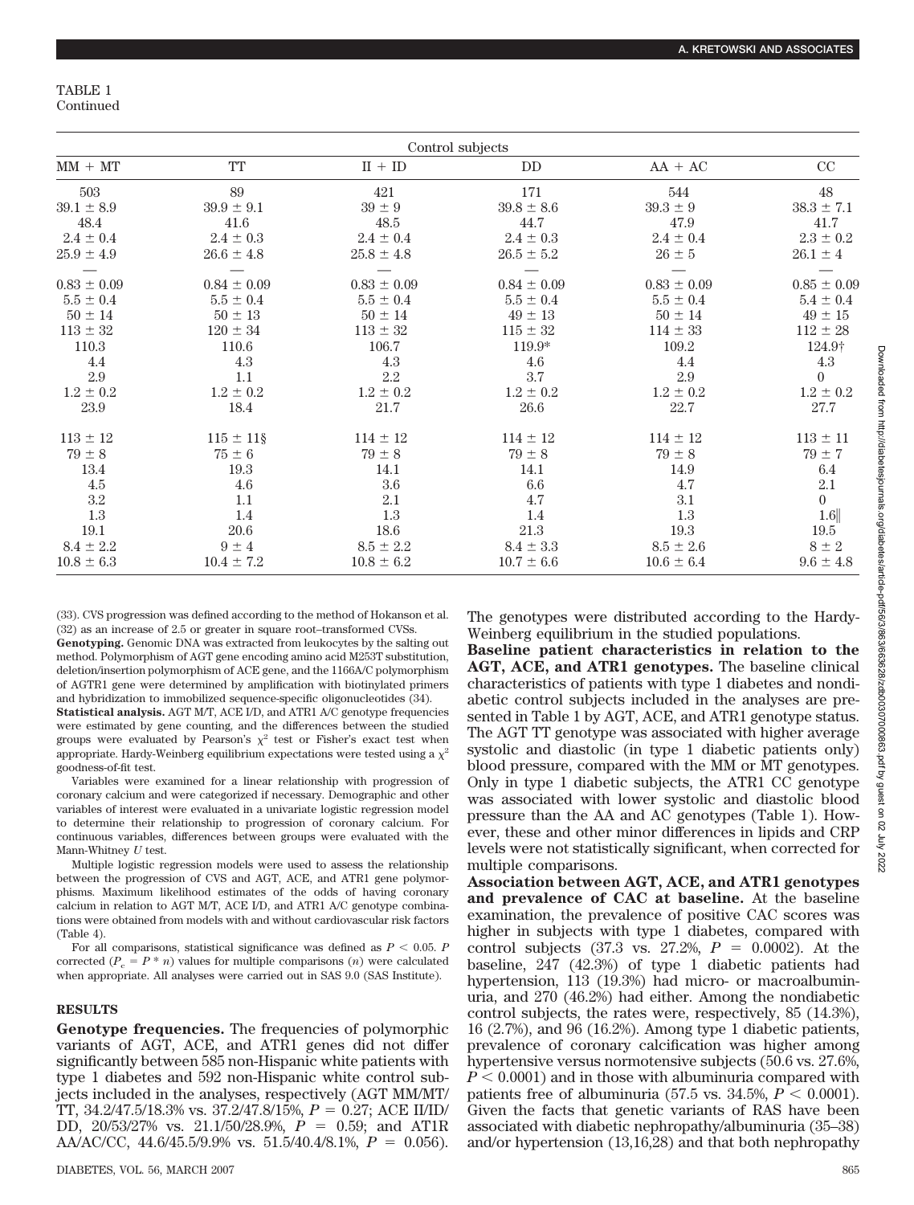TABLE 1
Continued

| Control subjects | | | | | |
|---|---|---|---|---|---|
| MM + MT | TT | II + ID | DD | AA + AC | CC |
| 503 | 89 | 421 | 171 | 544 | 48 |
| 39.1 ± 8.9 | 39.9 ± 9.1 | 39 ± 9 | 39.8 ± 8.6 | 39.3 ± 9 | 38.3 ± 7.1 |
| 48.4 | 41.6 | 48.5 | 44.7 | 47.9 | 41.7 |
| 2.4 ± 0.4 | 2.4 ± 0.3 | 2.4 ± 0.4 | 2.4 ± 0.3 | 2.4 ± 0.4 | 2.3 ± 0.2 |
| 25.9 ± 4.9 | 26.6 ± 4.8 | 25.8 ± 4.8 | 26.5 ± 5.2 | 26 ± 5 | 26.1 ± 4 |
| — | — | — | — | — | — |
| 0.83 ± 0.09 | 0.84 ± 0.09 | 0.83 ± 0.09 | 0.84 ± 0.09 | 0.83 ± 0.09 | 0.85 ± 0.09 |
| 5.5 ± 0.4 | 5.5 ± 0.4 | 5.5 ± 0.4 | 5.5 ± 0.4 | 5.5 ± 0.4 | 5.4 ± 0.4 |
| 50 ± 14 | 50 ± 13 | 50 ± 14 | 49 ± 13 | 50 ± 14 | 49 ± 15 |
| 113 ± 32 | 120 ± 34 | 113 ± 32 | 115 ± 32 | 114 ± 33 | 112 ± 28 |
| 110.3 | 110.6 | 106.7 | 119.9* | 109.2 | 124.9† |
| 4.4 | 4.3 | 4.3 | 4.6 | 4.4 | 4.3 |
| 2.9 | 1.1 | 2.2 | 3.7 | 2.9 | 0 |
| 1.2 ± 0.2 | 1.2 ± 0.2 | 1.2 ± 0.2 | 1.2 ± 0.2 | 1.2 ± 0.2 | 1.2 ± 0.2 |
| 23.9 | 18.4 | 21.7 | 26.6 | 22.7 | 27.7 |
| 113 ± 12 | 115 ± 11§ | 114 ± 12 | 114 ± 12 | 114 ± 12 | 113 ± 11 |
| 79 ± 8 | 75 ± 6 | 79 ± 8 | 79 ± 8 | 79 ± 8 | 79 ± 7 |
| 13.4 | 19.3 | 14.1 | 14.1 | 14.9 | 6.4 |
| 4.5 | 4.6 | 3.6 | 6.6 | 4.7 | 2.1 |
| 3.2 | 1.1 | 2.1 | 4.7 | 3.1 | 0 |
| 1.3 | 1.4 | 1.3 | 1.4 | 1.3 | 1.6‖ |
| 19.1 | 20.6 | 18.6 | 21.3 | 19.3 | 19.5 |
| 8.4 ± 2.2 | 9 ± 4 | 8.5 ± 2.2 | 8.4 ± 3.3 | 8.5 ± 2.6 | 8 ± 2 |
| 10.8 ± 6.3 | 10.4 ± 7.2 | 10.8 ± 6.2 | 10.7 ± 6.6 | 10.6 ± 6.4 | 9.6 ± 4.8 |

(33). CVS progression was defined according to the method of Hokanson et al. (32) as an increase of 2.5 or greater in square root–transformed CVSs.

**Genotyping.** Genomic DNA was extracted from leukocytes by the salting out method. Polymorphism of AGT gene encoding amino acid M253T substitution, deletion/insertion polymorphism of ACE gene, and the 1166A/C polymorphism of AGTR1 gene were determined by amplification with biotinylated primers and hybridization to immobilized sequence-specific oligonucleotides (34).

**Statistical analysis.** AGT M/T, ACE I/D, and ATR1 A/C genotype frequencies were estimated by gene counting, and the differences between the studied groups were evaluated by Pearson's $\chi^2$ test or Fisher's exact test when appropriate. Hardy-Weinberg equilibrium expectations were tested using a $\chi^2$ goodness-of-fit test.

Variables were examined for a linear relationship with progression of coronary calcium and were categorized if necessary. Demographic and other variables of interest were evaluated in a univariate logistic regression model to determine their relationship to progression of coronary calcium. For continuous variables, differences between groups were evaluated with the Mann-Whitney $U$ test.

Multiple logistic regression models were used to assess the relationship between the progression of CVS and AGT, ACE, and ATR1 gene polymorphisms. Maximum likelihood estimates of the odds of having coronary calcium in relation to AGT M/T, ACE I/D, and ATR1 A/C genotype combinations were obtained from models with and without cardiovascular risk factors (Table 4).

For all comparisons, statistical significance was defined as $P < 0.05$. $P$ corrected ($P_c = P * n$) values for multiple comparisons ($n$) were calculated when appropriate. All analyses were carried out in SAS 9.0 (SAS Institute).

## RESULTS

**Genotype frequencies.** The frequencies of polymorphic variants of AGT, ACE, and ATR1 genes did not differ significantly between 585 non-Hispanic white patients with type 1 diabetes and 592 non-Hispanic white control subjects included in the analyses, respectively (AGT MM/MT/TT, 34.2/47.5/18.3% vs. 37.2/47.8/15%, $P = 0.27$; ACE II/ID/DD, 20/53/27% vs. 21.1/50/28.9%, $P = 0.59$; and AT1R AA/AC/CC, 44.6/45.5/9.9% vs. 51.5/40.4/8.1%, $P = 0.056$). The genotypes were distributed according to the Hardy-Weinberg equilibrium in the studied populations.

**Baseline patient characteristics in relation to the AGT, ACE, and ATR1 genotypes.** The baseline clinical characteristics of patients with type 1 diabetes and nondiabetic control subjects included in the analyses are presented in Table 1 by AGT, ACE, and ATR1 genotype status. The AGT TT genotype was associated with higher average systolic and diastolic (in type 1 diabetic patients only) blood pressure, compared with the MM or MT genotypes. Only in type 1 diabetic subjects, the ATR1 CC genotype was associated with lower systolic and diastolic blood pressure than the AA and AC genotypes (Table 1). However, these and other minor differences in lipids and CRP levels were not statistically significant, when corrected for multiple comparisons.

**Association between AGT, ACE, and ATR1 genotypes and prevalence of CAC at baseline.** At the baseline examination, the prevalence of positive CAC scores was higher in subjects with type 1 diabetes, compared with control subjects (37.3 vs. 27.2%, $P = 0.0002$). At the baseline, 247 (42.3%) of type 1 diabetic patients had hypertension, 113 (19.3%) had micro- or macroalbuminuria, and 270 (46.2%) had either. Among the nondiabetic control subjects, the rates were, respectively, 85 (14.3%), 16 (2.7%), and 96 (16.2%). Among type 1 diabetic patients, prevalence of coronary calcification was higher among hypertensive versus normotensive subjects (50.6 vs. 27.6%, $P < 0.0001$) and in those with albuminuria compared with patients free of albuminuria (57.5 vs. 34.5%, $P < 0.0001$). Given the facts that genetic variants of RAS have been associated with diabetic nephropathy/albuminuria (35–38) and/or hypertension (13,16,28) and that both nephropathy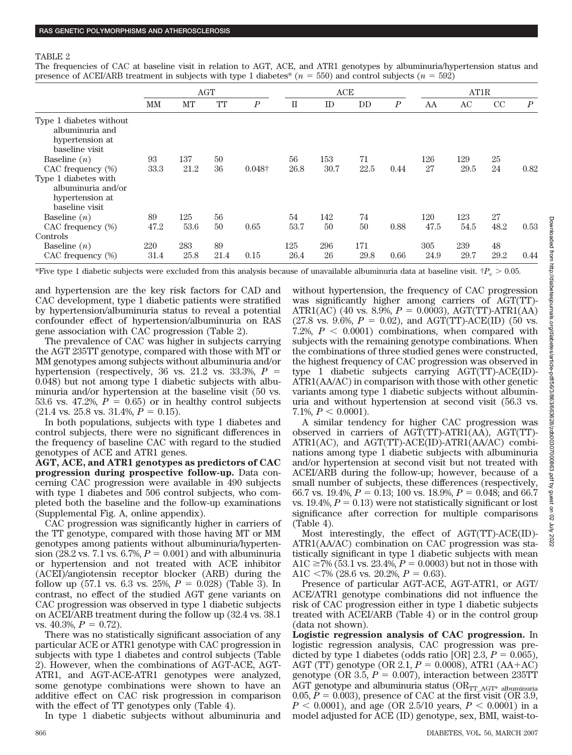TABLE 2

The frequencies of CAC at baseline visit in relation to AGT, ACE, and ATR1 genotypes by albuminuria/hypertension status and presence of ACEI/ARB treatment in subjects with type 1 diabetes* ($n$ = 550) and control subjects ($n$ = 592)

| | AGT | | | | ACE | | | | AT1R | | | |
|---|---|---|---|---|---|---|---|---|---|---|---|---|
| | MM | MT | TT | $P$ | II | ID | DD | $P$ | AA | AC | CC | $P$ |
| Type 1 diabetes without albuminuria and hypertension at baseline visit | | | | | | | | | | | | |
| Baseline ($n$) | 93 | 137 | 50 | | 56 | 153 | 71 | | 126 | 129 | 25 | |
| CAC frequency (%) | 33.3 | 21.2 | 36 | 0.048† | 26.8 | 30.7 | 22.5 | 0.44 | 27 | 29.5 | 24 | 0.82 |
| Type 1 diabetes with albuminuria and/or hypertension at baseline visit | | | | | | | | | | | | |
| Baseline ($n$) | 89 | 125 | 56 | | 54 | 142 | 74 | | 120 | 123 | 27 | |
| CAC frequency (%) | 47.2 | 53.6 | 50 | 0.65 | 53.7 | 50 | 50 | 0.88 | 47.5 | 54.5 | 48.2 | 0.53 |
| Controls | | | | | | | | | | | | |
| Baseline ($n$) | 220 | 283 | 89 | | 125 | 296 | 171 | | 305 | 239 | 48 | |
| CAC frequency (%) | 31.4 | 25.8 | 21.4 | 0.15 | 26.4 | 26 | 29.8 | 0.66 | 24.9 | 29.7 | 29.2 | 0.44 |

*Five type 1 diabetic subjects were excluded from this analysis because of unavailable albuminuria data at baseline visit. †$P_c$ > 0.05.

and hypertension are the key risk factors for CAD and CAC development, type 1 diabetic patients were stratified by hypertension/albuminuria status to reveal a potential confounder effect of hypertension/albuminuria on RAS gene association with CAC progression (Table 2).

The prevalence of CAC was higher in subjects carrying the AGT 235TT genotype, compared with those with MT or MM genotypes among subjects without albuminuria and/or hypertension (respectively, 36 vs. 21.2 vs. 33.3%, $P$ = 0.048) but not among type 1 diabetic subjects with albuminuria and/or hypertension at the baseline visit (50 vs. 53.6 vs. 47.2%, $P$ = 0.65) or in healthy control subjects (21.4 vs. 25.8 vs. 31.4%, $P$ = 0.15).

In both populations, subjects with type 1 diabetes and control subjects, there were no significant differences in the frequency of baseline CAC with regard to the studied genotypes of ACE and ATR1 genes.

**AGT, ACE, and ATR1 genotypes as predictors of CAC progression during prospective follow-up.** Data concerning CAC progression were available in 490 subjects with type 1 diabetes and 506 control subjects, who completed both the baseline and the follow-up examinations (Supplemental Fig. A, online appendix).

CAC progression was significantly higher in carriers of the TT genotype, compared with those having MT or MM genotypes among patients without albuminuria/hypertension (28.2 vs. 7.1 vs. 6.7%, $P$ = 0.001) and with albuminuria or hypertension and not treated with ACE inhibitor (ACEI)/angiotensin receptor blocker (ARB) during the follow up (57.1 vs. 6.3 vs. 25%, $P$ = 0.028) (Table 3). In contrast, no effect of the studied AGT gene variants on CAC progression was observed in type 1 diabetic subjects on ACEI/ARB treatment during the follow up (32.4 vs. 38.1 vs. 40.3%, $P$ = 0.72).

There was no statistically significant association of any particular ACE or ATR1 genotype with CAC progression in subjects with type 1 diabetes and control subjects (Table 2). However, when the combinations of AGT-ACE, AGT-ATR1, and AGT-ACE-ATR1 genotypes were analyzed, some genotype combinations were shown to have an additive effect on CAC risk progression in comparison with the effect of TT genotypes only (Table 4).

In type 1 diabetic subjects without albuminuria and without hypertension, the frequency of CAC progression was significantly higher among carriers of AGT(TT)-ATR1(AC) (40 vs. 8.9%, $P$ = 0.0003), AGT(TT)-ATR1(AA) (27.8 vs. 9.6%, $P$ = 0.02), and AGT(TT)-ACE(ID) (50 vs. 7.2%, $P$ < 0.0001) combinations, when compared with subjects with the remaining genotype combinations. When the combinations of three studied genes were constructed, the highest frequency of CAC progression was observed in type 1 diabetic subjects carrying AGT(TT)-ACE(ID)-ATR1(AA/AC) in comparison with those with other genetic variants among type 1 diabetic subjects without albuminuria and without hypertension at second visit (56.3 vs. 7.1%, $P$ < 0.0001).

A similar tendency for higher CAC progression was observed in carriers of AGT(TT)-ATR1(AA), AGT(TT)-ATR1(AC), and AGT(TT)-ACE(ID)-ATR1(AA/AC) combinations among type 1 diabetic subjects with albuminuria and/or hypertension at second visit but not treated with ACEI/ARB during the follow-up; however, because of a small number of subjects, these differences (respectively, 66.7 vs. 19.4%, $P$ = 0.13; 100 vs. 18.9%, $P$ = 0.048; and 66.7 vs. 19.4%, $P$ = 0.13) were not statistically significant or lost significance after correction for multiple comparisons (Table 4).

Most interestingly, the effect of AGT(TT)-ACE(ID)-ATR1(AA/AC) combination on CAC progression was statistically significant in type 1 diabetic subjects with mean A1C ≥7% (53.1 vs. 23.4%, $P$ = 0.0003) but not in those with A1C <7% (28.6 vs. 20.2%, $P$ = 0.63).

Presence of particular AGT-ACE, AGT-ATR1, or AGT/ACE/ATR1 genotype combinations did not influence the risk of CAC progression either in type 1 diabetic subjects treated with ACEI/ARB (Table 4) or in the control group (data not shown).

**Logistic regression analysis of CAC progression.** In logistic regression analysis, CAC progression was predicted by type 1 diabetes (odds ratio [OR] 2.3, $P$ = 0.065), AGT (TT) genotype (OR 2.1, $P$ = 0.0008), ATR1 (AA+AC) genotype (OR 3.5, $P$ = 0.007), interaction between 235TT AGT genotype and albuminuria status ($OR_{TT\_AGT*\ albuminuria}$ 0.05, $P$ = 0.003), presence of CAC at the first visit (OR 3.9, $P$ < 0.0001), and age (OR 2.5/10 years, $P$ < 0.0001) in a model adjusted for ACE (ID) genotype, sex, BMI, waist-to-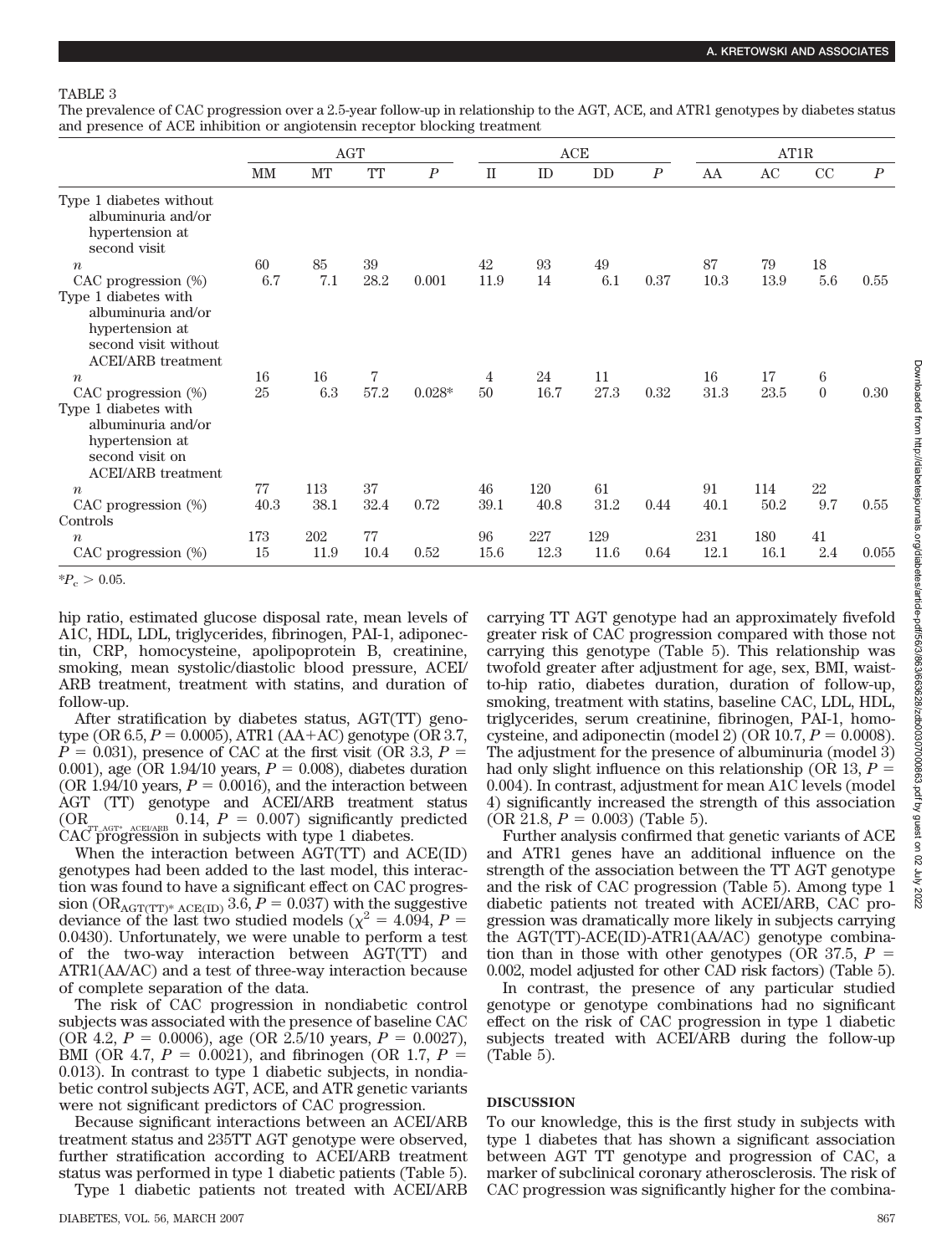TABLE 3

The prevalence of CAC progression over a 2.5-year follow-up in relationship to the AGT, ACE, and ATR1 genotypes by diabetes status and presence of ACE inhibition or angiotensin receptor blocking treatment

| | AGT | | | | ACE | | | | AT1R | | | |
|---|---|---|---|---|---|---|---|---|---|---|---|---|
| | MM | MT | TT | *P* | II | ID | DD | *P* | AA | AC | CC | *P* |
| Type 1 diabetes without albuminuria and/or hypertension at second visit | | | | | | | | | | | | |
| *n* | 60 | 85 | 39 | | 42 | 93 | 49 | | 87 | 79 | 18 | |
| CAC progression (%) | 6.7 | 7.1 | 28.2 | 0.001 | 11.9 | 14 | 6.1 | 0.37 | 10.3 | 13.9 | 5.6 | 0.55 |
| Type 1 diabetes with albuminuria and/or hypertension at second visit without ACEI/ARB treatment | | | | | | | | | | | | |
| *n* | 16 | 16 | 7 | | 4 | 24 | 11 | | 16 | 17 | 6 | |
| CAC progression (%) | 25 | 6.3 | 57.2 | 0.028* | 50 | 16.7 | 27.3 | 0.32 | 31.3 | 23.5 | 0 | 0.30 |
| Type 1 diabetes with albuminuria and/or hypertension at second visit on ACEI/ARB treatment | | | | | | | | | | | | |
| *n* | 77 | 113 | 37 | | 46 | 120 | 61 | | 91 | 114 | 22 | |
| CAC progression (%) | 40.3 | 38.1 | 32.4 | 0.72 | 39.1 | 40.8 | 31.2 | 0.44 | 40.1 | 50.2 | 9.7 | 0.55 |
| Controls | | | | | | | | | | | | |
| *n* | 173 | 202 | 77 | | 96 | 227 | 129 | | 231 | 180 | 41 | |
| CAC progression (%) | 15 | 11.9 | 10.4 | 0.52 | 15.6 | 12.3 | 11.6 | 0.64 | 12.1 | 16.1 | 2.4 | 0.055 |

*$P_c > 0.05$.

hip ratio, estimated glucose disposal rate, mean levels of A1C, HDL, LDL, triglycerides, fibrinogen, PAI-1, adiponectin, CRP, homocysteine, apolipoprotein B, creatinine, smoking, mean systolic/diastolic blood pressure, ACEI/ARB treatment, treatment with statins, and duration of follow-up.

After stratification by diabetes status, AGT(TT) genotype (OR 6.5, $P = 0.0005$), ATR1 (AA+AC) genotype (OR 3.7, $P = 0.031$), presence of CAC at the first visit (OR 3.3, $P = 0.001$), age (OR 1.94/10 years, $P = 0.008$), diabetes duration (OR 1.94/10 years, $P = 0.0016$), and the interaction between AGT (TT) genotype and ACEI/ARB treatment status ($OR_{TT\_AGT*\ ACEI/ARB}$ 0.14, $P = 0.007$) significantly predicted CAC progression in subjects with type 1 diabetes.

When the interaction between AGT(TT) and ACE(ID) genotypes had been added to the last model, this interaction was found to have a significant effect on CAC progression ($OR_{AGT(TT)*\ ACE(ID)}$ 3.6, $P = 0.037$) with the suggestive deviance of the last two studied models ($\chi^2 = 4.094$, $P = 0.0430$). Unfortunately, we were unable to perform a test of the two-way interaction between AGT(TT) and ATR1(AA/AC) and a test of three-way interaction because of complete separation of the data.

The risk of CAC progression in nondiabetic control subjects was associated with the presence of baseline CAC (OR 4.2, $P = 0.0006$), age (OR 2.5/10 years, $P = 0.0027$), BMI (OR 4.7, $P = 0.0021$), and fibrinogen (OR 1.7, $P = 0.013$). In contrast to type 1 diabetic subjects, in nondiabetic control subjects AGT, ACE, and ATR genetic variants were not significant predictors of CAC progression.

Because significant interactions between an ACEI/ARB treatment status and 235TT AGT genotype were observed, further stratification according to ACEI/ARB treatment status was performed in type 1 diabetic patients (Table 5).

Type 1 diabetic patients not treated with ACEI/ARB carrying TT AGT genotype had an approximately fivefold greater risk of CAC progression compared with those not carrying this genotype (Table 5). This relationship was twofold greater after adjustment for age, sex, BMI, waist-to-hip ratio, diabetes duration, duration of follow-up, smoking, treatment with statins, baseline CAC, LDL, HDL, triglycerides, serum creatinine, fibrinogen, PAI-1, homocysteine, and adiponectin (model 2) (OR 10.7, $P = 0.0008$). The adjustment for the presence of albuminuria (model 3) had only slight influence on this relationship (OR 13, $P = 0.004$). In contrast, adjustment for mean A1C levels (model 4) significantly increased the strength of this association (OR 21.8, $P = 0.003$) (Table 5).

Further analysis confirmed that genetic variants of ACE and ATR1 genes have an additional influence on the strength of the association between the TT AGT genotype and the risk of CAC progression (Table 5). Among type 1 diabetic patients not treated with ACEI/ARB, CAC progression was dramatically more likely in subjects carrying the AGT(TT)-ACE(ID)-ATR1(AA/AC) genotype combination than in those with other genotypes (OR 37.5, $P = 0.002$, model adjusted for other CAD risk factors) (Table 5).

In contrast, the presence of any particular studied genotype or genotype combinations had no significant effect on the risk of CAC progression in type 1 diabetic subjects treated with ACEI/ARB during the follow-up (Table 5).

## DISCUSSION

To our knowledge, this is the first study in subjects with type 1 diabetes that has shown a significant association between AGT TT genotype and progression of CAC, a marker of subclinical coronary atherosclerosis. The risk of CAC progression was significantly higher for the combina-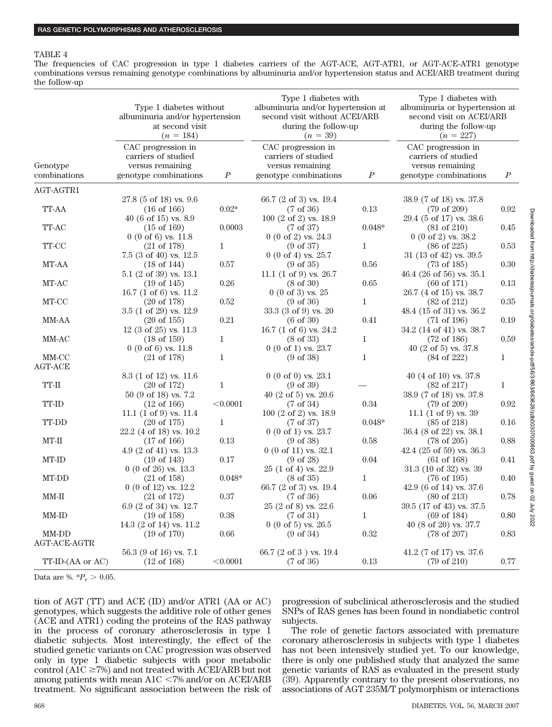TABLE 4

The frequencies of CAC progression in type 1 diabetes carriers of the AGT-ACE, AGT-ATR1, or AGT-ACE-ATR1 genotype combinations versus remaining genotype combinations by albuminuria and/or hypertension status and ACEI/ARB treatment during the follow-up

| Genotype combinations | Type 1 diabetes without albuminuria and/or hypertension at second visit ($n$ = 184) | | Type 1 diabetes with albuminuria and/or hypertension at second visit without ACEI/ARB during the follow-up ($n$ = 39) | | Type 1 diabetes with albuminuria or hypertension at second visit on ACEI/ARB during the follow-up ($n$ = 227) | |
|---|---|---|---|---|---|---|
| | CAC progression in carriers of studied versus remaining genotype combinations | $P$ | CAC progression in carriers of studied versus remaining genotype combinations | $P$ | CAC progression in carriers of studied versus remaining genotype combinations | $P$ |
| AGT-AGTR1 | | | | | | |
| TT-AA | 27.8 (5 of 18) vs. 9.6 (16 of 166) | 0.02* | 66.7 (2 of 3) vs. 19.4 (7 of 36) | 0.13 | 38.9 (7 of 18) vs. 37.8 (79 of 209) | 0.92 |
| TT-AC | 40 (6 of 15) vs. 8.9 (15 of 169) | 0.0003 | 100 (2 of 2) vs. 18.9 (7 of 37) | 0.048* | 29.4 (5 of 17) vs. 38.6 (81 of 210) | 0.45 |
| TT-CC | 0 (0 of 6) vs. 11.8 (21 of 178) | 1 | 0 (0 of 2) vs. 24.3 (9 of 37) | 1 | 0 (0 of 2) vs. 38.2 (86 of 225) | 0.53 |
| MT-AA | 7.5 (3 of 40) vs. 12.5 (18 of 144) | 0.57 | 0 (0 of 4) vs. 25.7 (9 of 35) | 0.56 | 31 (13 of 42) vs. 39.5 (73 of 185) | 0.30 |
| MT-AC | 5.1 (2 of 39) vs. 13.1 (19 of 145) | 0.26 | 11.1 (1 of 9) vs. 26.7 (8 of 30) | 0.65 | 46.4 (26 of 56) vs. 35.1 (60 of 171) | 0.13 |
| MT-CC | 16.7 (1 of 6) vs. 11.2 (20 of 178) | 0.52 | 0 (0 of 3) vs. 25 (9 of 36) | 1 | 26.7 (4 of 15) vs. 38.7 (82 of 212) | 0.35 |
| MM-AA | 3.5 (1 of 29) vs. 12.9 (20 of 155) | 0.21 | 33.3 (3 of 9) vs. 20 (6 of 30) | 0.41 | 48.4 (15 of 31) vs. 36.2 (71 of 196) | 0.19 |
| MM-AC | 12 (3 of 25) vs. 11.3 (18 of 159) | 1 | 16.7 (1 of 6) vs. 24.2 (8 of 33) | 1 | 34.2 (14 of 41) vs. 38.7 (72 of 186) | 0.59 |
| MM-CC | 0 (0 of 6) vs. 11.8 (21 of 178) | 1 | 0 (0 of 1) vs. 23.7 (9 of 38) | 1 | 40 (2 of 5) vs. 37.8 (84 of 222) | 1 |
| AGT-ACE | | | | | | |
| TT-II | 8.3 (1 of 12) vs. 11.6 (20 of 172) | 1 | 0 (0 of 0) vs. 23.1 (9 of 39) | — | 40 (4 of 10) vs. 37.8 (82 of 217) | 1 |
| TT-ID | 50 (9 of 18) vs. 7.2 (12 of 166) | <0.0001 | 40 (2 of 5) vs. 20.6 (7 of 34) | 0.34 | 38.9 (7 of 18) vs. 37.8 (79 of 209) | 0.92 |
| TT-DD | 11.1 (1 of 9) vs. 11.4 (20 of 175) | 1 | 100 (2 of 2) vs. 18.9 (7 of 37) | 0.048* | 11.1 (1 of 9) vs. 39 (85 of 218) | 0.16 |
| MT-II | 22.2 (4 of 18) vs. 10.2 (17 of 166) | 0.13 | 0 (0 of 1) vs. 23.7 (9 of 38) | 0.58 | 36.4 (8 of 22) vs. 38.1 (78 of 205) | 0.88 |
| MT-ID | 4.9 (2 of 41) vs. 13.3 (19 of 143) | 0.17 | 0 (0 of 11) vs. 32.1 (9 of 28) | 0.04 | 42.4 (25 of 59) vs. 36.3 (61 of 168) | 0.41 |
| MT-DD | 0 (0 of 26) vs. 13.3 (21 of 158) | 0.048* | 25 (1 of 4) vs. 22.9 (8 of 35) | 1 | 31.3 (10 of 32) vs. 39 (76 of 195) | 0.40 |
| MM-II | 0 (0 of 12) vs. 12.2 (21 of 172) | 0.37 | 66.7 (2 of 3) vs. 19.4 (7 of 36) | 0.06 | 42.9 (6 of 14) vs. 37.6 (80 of 213) | 0.78 |
| MM-ID | 6.9 (2 of 34) vs. 12.7 (19 of 158) | 0.38 | 25 (2 of 8) vs. 22.6 (7 of 31) | 1 | 39.5 (17 of 43) vs. 37.5 (69 of 184) | 0.80 |
| MM-DD | 14.3 (2 of 14) vs. 11.2 (19 of 170) | 0.66 | 0 (0 of 5) vs. 26.5 (9 of 34) | 0.32 | 40 (8 of 20) vs. 37.7 (78 of 207) | 0.83 |
| AGT-ACE-AGTR | | | | | | |
| TT-ID-(AA or AC) | 56.3 (9 of 16) vs. 7.1 (12 of 168) | <0.0001 | 66.7 (2 of 3 ) vs. 19.4 (7 of 36) | 0.13 | 41.2 (7 of 17) vs. 37.6 (79 of 210) | 0.77 |

Data are %. *$P_c$ > 0.05.

tion of AGT (TT) and ACE (ID) and/or ATR1 (AA or AC) genotypes, which suggests the additive role of other genes (ACE and ATR1) coding the proteins of the RAS pathway in the process of coronary atherosclerosis in type 1 diabetic subjects. Most interestingly, the effect of the studied genetic variants on CAC progression was observed only in type 1 diabetic subjects with poor metabolic control (A1C ≥7%) and not treated with ACEI/ARB but not among patients with mean A1C <7% and/or on ACEI/ARB treatment. No significant association between the risk of progression of subclinical atherosclerosis and the studied SNPs of RAS genes has been found in nondiabetic control subjects.

The role of genetic factors associated with premature coronary atherosclerosis in subjects with type 1 diabetes has not been intensively studied yet. To our knowledge, there is only one published study that analyzed the same genetic variants of RAS as evaluated in the present study (39). Apparently contrary to the present observations, no associations of AGT 235M/T polymorphism or interactions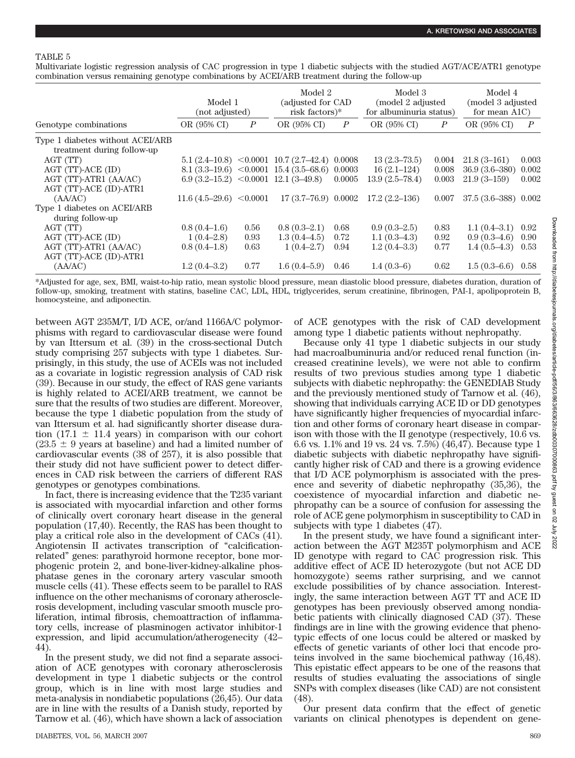TABLE 5

Multivariate logistic regression analysis of CAC progression in type 1 diabetic subjects with the studied AGT/ACE/ATR1 genotype combination versus remaining genotype combinations by ACEI/ARB treatment during the follow-up

| Genotype combinations | Model 1 (not adjusted) | | Model 2 (adjusted for CAD risk factors)* | | Model 3 (model 2 adjusted for albuminuria status) | | Model 4 (model 3 adjusted for mean A1C) | |
|---|---|---|---|---|---|---|---|---|
| | OR (95% CI) | *P* | OR (95% CI) | *P* | OR (95% CI) | *P* | OR (95% CI) | *P* |
| Type 1 diabetes without ACEI/ARB treatment during follow-up | | | | | | | | |
| AGT (TT) | 5.1 (2.4–10.8) | <0.0001 | 10.7 (2.7–42.4) | 0.0008 | 13 (2.3–73.5) | 0.004 | 21.8 (3–161) | 0.003 |
| AGT (TT)-ACE (ID) | 8.1 (3.3–19.6) | <0.0001 | 15.4 (3.5–68.6) | 0.0003 | 16 (2.1–124) | 0.008 | 36.9 (3.6–380) | 0.002 |
| AGT (TT)-ATR1 (AA/AC) | 6.9 (3.2–15.2) | <0.0001 | 12.1 (3–49.8) | 0.0005 | 13.9 (2.5–78.4) | 0.003 | 21.9 (3–159) | 0.002 |
| AGT (TT)-ACE (ID)-ATR1 (AA/AC) | 11.6 (4.5–29.6) | <0.0001 | 17 (3.7–76.9) | 0.0002 | 17.2 (2.2–136) | 0.007 | 37.5 (3.6–388) | 0.002 |
| Type 1 diabetes on ACEI/ARB during follow-up | | | | | | | | |
| AGT (TT) | 0.8 (0.4–1.6) | 0.56 | 0.8 (0.3–2.1) | 0.68 | 0.9 (0.3–2.5) | 0.83 | 1.1 (0.4–3.1) | 0.92 |
| AGT (TT)-ACE (ID) | 1 (0.4–2.8) | 0.93 | 1.3 (0.4–4.5) | 0.72 | 1.1 (0.3–4.3) | 0.92 | 0.9 (0.3–4.6) | 0.90 |
| AGT (TT)-ATR1 (AA/AC) | 0.8 (0.4–1.8) | 0.63 | 1 (0.4–2.7) | 0.94 | 1.2 (0.4–3.3) | 0.77 | 1.4 (0.5–4.3) | 0.53 |
| AGT (TT)-ACE (ID)-ATR1 (AA/AC) | 1.2 (0.4–3.2) | 0.77 | 1.6 (0.4–5.9) | 0.46 | 1.4 (0.3–6) | 0.62 | 1.5 (0.3–6.6) | 0.58 |

*Adjusted for age, sex, BMI, waist-to-hip ratio, mean systolic blood pressure, mean diastolic blood pressure, diabetes duration, duration of follow-up, smoking, treatment with statins, baseline CAC, LDL, HDL, triglycerides, serum creatinine, fibrinogen, PAI-1, apolipoprotein B, homocysteine, and adiponectin.

between AGT 235M/T, I/D ACE, or/and 1166A/C polymorphisms with regard to cardiovascular disease were found by van Ittersum et al. (39) in the cross-sectional Dutch study comprising 257 subjects with type 1 diabetes. Surprisingly, in this study, the use of ACEIs was not included as a covariate in logistic regression analysis of CAD risk (39). Because in our study, the effect of RAS gene variants is highly related to ACEI/ARB treatment, we cannot be sure that the results of two studies are different. Moreover, because the type 1 diabetic population from the study of van Ittersum et al. had significantly shorter disease duration (17.1 ± 11.4 years) in comparison with our cohort (23.5 ± 9 years at baseline) and had a limited number of cardiovascular events (38 of 257), it is also possible that their study did not have sufficient power to detect differences in CAD risk between the carriers of different RAS genotypes or genotypes combinations.

In fact, there is increasing evidence that the T235 variant is associated with myocardial infarction and other forms of clinically overt coronary heart disease in the general population (17,40). Recently, the RAS has been thought to play a critical role also in the development of CACs (41). Angiotensin II activates transcription of "calcification-related" genes: parathyroid hormone receptor, bone morphogenic protein 2, and bone-liver-kidney-alkaline phosphatase genes in the coronary artery vascular smooth muscle cells (41). These effects seem to be parallel to RAS influence on the other mechanisms of coronary atherosclerosis development, including vascular smooth muscle proliferation, intimal fibrosis, chemoattraction of inflammatory cells, increase of plasminogen activator inhibitor-1 expression, and lipid accumulation/atherogenecity (42–44).

In the present study, we did not find a separate association of ACE genotypes with coronary atherosclerosis development in type 1 diabetic subjects or the control group, which is in line with most large studies and meta-analysis in nondiabetic populations (26,45). Our data are in line with the results of a Danish study, reported by Tarnow et al. (46), which have shown a lack of association of ACE genotypes with the risk of CAD development among type 1 diabetic patients without nephropathy.

Because only 41 type 1 diabetic subjects in our study had macroalbuminuria and/or reduced renal function (increased creatinine levels), we were not able to confirm results of two previous studies among type 1 diabetic subjects with diabetic nephropathy: the GENEDIAB Study and the previously mentioned study of Tarnow et al. (46), showing that individuals carrying ACE ID or DD genotypes have significantly higher frequencies of myocardial infarction and other forms of coronary heart disease in comparison with those with the II genotype (respectively, 10.6 vs. 6.6 vs. 1.1% and 19 vs. 24 vs. 7.5%) (46,47). Because type 1 diabetic subjects with diabetic nephropathy have significantly higher risk of CAD and there is a growing evidence that I/D ACE polymorphism is associated with the presence and severity of diabetic nephropathy (35,36), the coexistence of myocardial infarction and diabetic nephropathy can be a source of confusion for assessing the role of ACE gene polymorphism in susceptibility to CAD in subjects with type 1 diabetes (47).

In the present study, we have found a significant interaction between the AGT M235T polymorphism and ACE ID genotype with regard to CAC progression risk. This additive effect of ACE ID heterozygote (but not ACE DD homozygote) seems rather surprising, and we cannot exclude possibilities of by chance association. Interestingly, the same interaction between AGT TT and ACE ID genotypes has been previously observed among nondiabetic patients with clinically diagnosed CAD (37). These findings are in line with the growing evidence that phenotypic effects of one locus could be altered or masked by effects of genetic variants of other loci that encode proteins involved in the same biochemical pathway (16,48). This epistatic effect appears to be one of the reasons that results of studies evaluating the associations of single SNPs with complex diseases (like CAD) are not consistent (48).

Our present data confirm that the effect of genetic variants on clinical phenotypes is dependent on gene-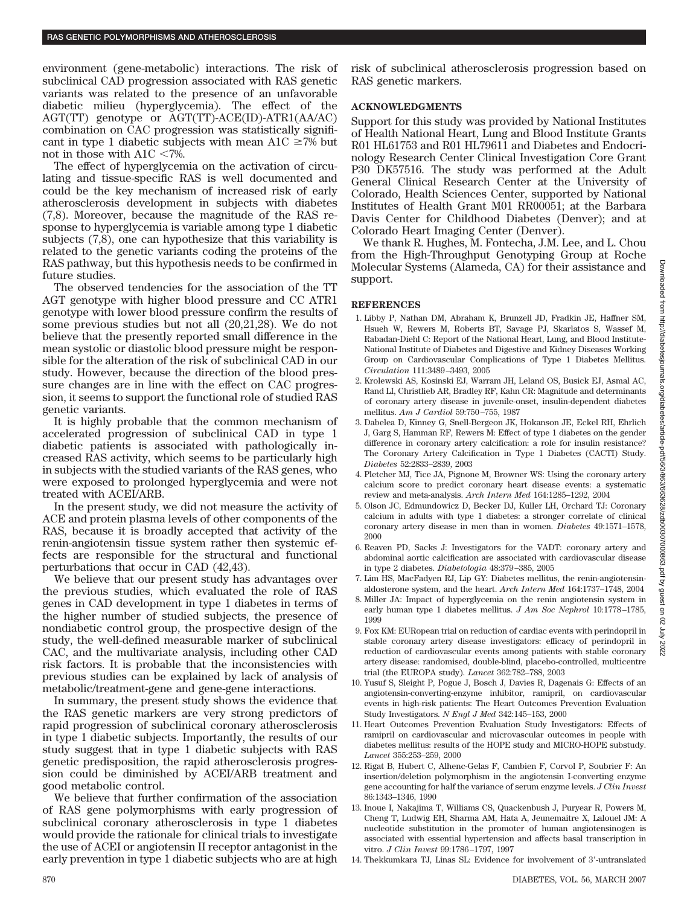environment (gene-metabolic) interactions. The risk of subclinical CAD progression associated with RAS genetic variants was related to the presence of an unfavorable diabetic milieu (hyperglycemia). The effect of the AGT(TT) genotype or AGT(TT)-ACE(ID)-ATR1(AA/AC) combination on CAC progression was statistically significant in type 1 diabetic subjects with mean A1C $\geq$7% but not in those with A1C $<$7%.

The effect of hyperglycemia on the activation of circulating and tissue-specific RAS is well documented and could be the key mechanism of increased risk of early atherosclerosis development in subjects with diabetes (7,8). Moreover, because the magnitude of the RAS response to hyperglycemia is variable among type 1 diabetic subjects (7,8), one can hypothesize that this variability is related to the genetic variants coding the proteins of the RAS pathway, but this hypothesis needs to be confirmed in future studies.

The observed tendencies for the association of the TT AGT genotype with higher blood pressure and CC ATR1 genotype with lower blood pressure confirm the results of some previous studies but not all (20,21,28). We do not believe that the presently reported small difference in the mean systolic or diastolic blood pressure might be responsible for the alteration of the risk of subclinical CAD in our study. However, because the direction of the blood pressure changes are in line with the effect on CAC progression, it seems to support the functional role of studied RAS genetic variants.

It is highly probable that the common mechanism of accelerated progression of subclinical CAD in type 1 diabetic patients is associated with pathologically increased RAS activity, which seems to be particularly high in subjects with the studied variants of the RAS genes, who were exposed to prolonged hyperglycemia and were not treated with ACEI/ARB.

In the present study, we did not measure the activity of ACE and protein plasma levels of other components of the RAS, because it is broadly accepted that activity of the renin-angiotensin tissue system rather then systemic effects are responsible for the structural and functional perturbations that occur in CAD (42,43).

We believe that our present study has advantages over the previous studies, which evaluated the role of RAS genes in CAD development in type 1 diabetes in terms of the higher number of studied subjects, the presence of nondiabetic control group, the prospective design of the study, the well-defined measurable marker of subclinical CAC, and the multivariate analysis, including other CAD risk factors. It is probable that the inconsistencies with previous studies can be explained by lack of analysis of metabolic/treatment-gene and gene-gene interactions.

In summary, the present study shows the evidence that the RAS genetic markers are very strong predictors of rapid progression of subclinical coronary atherosclerosis in type 1 diabetic subjects. Importantly, the results of our study suggest that in type 1 diabetic subjects with RAS genetic predisposition, the rapid atherosclerosis progression could be diminished by ACEI/ARB treatment and good metabolic control.

We believe that further confirmation of the association of RAS gene polymorphisms with early progression of subclinical coronary atherosclerosis in type 1 diabetes would provide the rationale for clinical trials to investigate the use of ACEI or angiotensin II receptor antagonist in the early prevention in type 1 diabetic subjects who are at high risk of subclinical atherosclerosis progression based on RAS genetic markers.

## ACKNOWLEDGMENTS

Support for this study was provided by National Institutes of Health National Heart, Lung and Blood Institute Grants R01 HL61753 and R01 HL79611 and Diabetes and Endocrinology Research Center Clinical Investigation Core Grant P30 DK57516. The study was performed at the Adult General Clinical Research Center at the University of Colorado, Health Sciences Center, supported by National Institutes of Health Grant M01 RR00051; at the Barbara Davis Center for Childhood Diabetes (Denver); and at Colorado Heart Imaging Center (Denver).

We thank R. Hughes, M. Fontecha, J.M. Lee, and L. Chou from the High-Throughput Genotyping Group at Roche Molecular Systems (Alameda, CA) for their assistance and support.

## REFERENCES

1. Libby P, Nathan DM, Abraham K, Brunzell JD, Fradkin JE, Haffner SM, Hsueh W, Rewers M, Roberts BT, Savage PJ, Skarlatos S, Wassef M, Rabadan-Diehl C: Report of the National Heart, Lung, and Blood Institute-National Institute of Diabetes and Digestive and Kidney Diseases Working Group on Cardiovascular Complications of Type 1 Diabetes Mellitus. *Circulation* 111:3489–3493, 2005
2. Krolewski AS, Kosinski EJ, Warram JH, Leland OS, Busick EJ, Asmal AC, Rand LI, Christlieb AR, Bradley RF, Kahn CR: Magnitude and determinants of coronary artery disease in juvenile-onset, insulin-dependent diabetes mellitus. *Am J Cardiol* 59:750–755, 1987
3. Dabelea D, Kinney G, Snell-Bergeon JK, Hokanson JE, Eckel RH, Ehrlich J, Garg S, Hamman RF, Rewers M: Effect of type 1 diabetes on the gender difference in coronary artery calcification: a role for insulin resistance? The Coronary Artery Calcification in Type 1 Diabetes (CACTI) Study. *Diabetes* 52:2833–2839, 2003
4. Pletcher MJ, Tice JA, Pignone M, Browner WS: Using the coronary artery calcium score to predict coronary heart disease events: a systematic review and meta-analysis. *Arch Intern Med* 164:1285–1292, 2004
5. Olson JC, Edmundowicz D, Becker DJ, Kuller LH, Orchard TJ: Coronary calcium in adults with type 1 diabetes: a stronger correlate of clinical coronary artery disease in men than in women. *Diabetes* 49:1571–1578, 2000
6. Reaven PD, Sacks J: Investigators for the VADT: coronary artery and abdominal aortic calcification are associated with cardiovascular disease in type 2 diabetes. *Diabetologia* 48:379–385, 2005
7. Lim HS, MacFadyen RJ, Lip GY: Diabetes mellitus, the renin-angiotensin-aldosterone system, and the heart. *Arch Intern Med* 164:1737–1748, 2004
8. Miller JA: Impact of hyperglycemia on the renin angiotensin system in early human type 1 diabetes mellitus. *J Am Soc Nephrol* 10:1778–1785, 1999
9. Fox KM: EURopean trial on reduction of cardiac events with perindopril in stable coronary artery disease investigators: efficacy of perindopril in reduction of cardiovascular events among patients with stable coronary artery disease: randomised, double-blind, placebo-controlled, multicentre trial (the EUROPA study). *Lancet* 362:782–788, 2003
10. Yusuf S, Sleight P, Pogue J, Bosch J, Davies R, Dagenais G: Effects of an angiotensin-converting-enzyme inhibitor, ramipril, on cardiovascular events in high-risk patients: The Heart Outcomes Prevention Evaluation Study Investigators. *N Engl J Med* 342:145–153, 2000
11. Heart Outcomes Prevention Evaluation Study Investigators: Effects of ramipril on cardiovascular and microvascular outcomes in people with diabetes mellitus: results of the HOPE study and MICRO-HOPE substudy. *Lancet* 355:253–259, 2000
12. Rigat B, Hubert C, Alhenc-Gelas F, Cambien F, Corvol P, Soubrier F: An insertion/deletion polymorphism in the angiotensin I-converting enzyme gene accounting for half the variance of serum enzyme levels. *J Clin Invest* 86:1343–1346, 1990
13. Inoue I, Nakajima T, Williams CS, Quackenbush J, Puryear R, Powers M, Cheng T, Ludwig EH, Sharma AM, Hata A, Jeunemaitre X, Lalouel JM: A nucleotide substitution in the promoter of human angiotensinogen is associated with essential hypertension and affects basal transcription in vitro. *J Clin Invest* 99:1786–1797, 1997
14. Thekkumkara TJ, Linas SL: Evidence for involvement of 3′-untranslated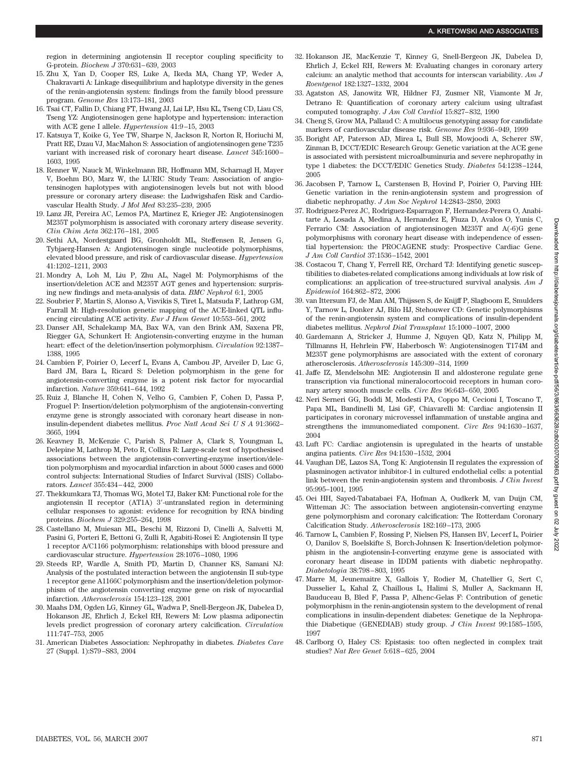region in determining angiotensin II receptor coupling specificity to G-protein. *Biochem J* 370:631–639, 2003

15. Zhu X, Yan D, Cooper RS, Luke A, Ikeda MA, Chang YP, Weder A, Chakravarti A: Linkage disequilibrium and haplotype diversity in the genes of the renin-angiotensin system: findings from the family blood pressure program. *Genome Res* 13:173–181, 2003
16. Tsai CT, Fallin D, Chiang FT, Hwang JJ, Lai LP, Hsu KL, Tseng CD, Liau CS, Tseng YZ: Angiotensinogen gene haplotype and hypertension: interaction with ACE gene I allele. *Hypertension* 41:9–15, 2003
17. Katsuya T, Koike G, Yee TW, Sharpe N, Jackson R, Norton R, Horiuchi M, Pratt RE, Dzau VJ, MacMahon S: Association of angiotensinogen gene T235 variant with increased risk of coronary heart disease. *Lancet* 345:1600–1603, 1995
18. Renner W, Nauck M, Winkelmann BR, Hoffmann MM, Scharnagl H, Mayer V, Boehm BO, Marz W, the LURIC Study Team: Association of angiotensinogen haplotypes with angiotensinogen levels but not with blood pressure or coronary artery disease: the Ludwigshafen Risk and Cardiovascular Health Study. *J Mol Med* 83:235–239, 2005
19. Lanz JR, Pereira AC, Lemos PA, Martinez E, Krieger JE: Angiotensinogen M235T polymorphism is associated with coronary artery disease severity. *Clin Chim Acta* 362:176–181, 2005
20. Sethi AA, Nordestgaard BG, Gronholdt ML, Steffensen R, Jensen G, Tybjaerg-Hansen A: Angiotensinogen single nucleotide polymorphisms, elevated blood pressure, and risk of cardiovascular disease. *Hypertension* 41:1202–1211, 2003
21. Mondry A, Loh M, Liu P, Zhu AL, Nagel M: Polymorphisms of the insertion/deletion ACE and M235T AGT genes and hypertension: surprising new findings and meta-analysis of data. *BMC Nephrol* 6:1, 2005
22. Soubrier F, Martin S, Alonso A, Visvikis S, Tiret L, Matsuda F, Lathrop GM, Farrall M: High-resolution genetic mapping of the ACE-linked QTL influencing circulating ACE activity. *Eur J Hum Genet* 10:553–561, 2002
23. Danser AH, Schalekamp MA, Bax WA, van den Brink AM, Saxena PR, Riegger GA, Schunkert H: Angiotensin-converting enzyme in the human heart: effect of the deletion/insertion polymorphism. *Circulation* 92:1387–1388, 1995
24. Cambien F, Poirier O, Lecerf L, Evans A, Cambou JP, Arveiler D, Luc G, Bard JM, Bara L, Ricard S: Deletion polymorphism in the gene for angiotensin-converting enzyme is a potent risk factor for myocardial infarction. *Nature* 359:641–644, 1992
25. Ruiz J, Blanche H, Cohen N, Velho G, Cambien F, Cohen D, Passa P, Froguel P: Insertion/deletion polymorphism of the angiotensin-converting enzyme gene is strongly associated with coronary heart disease in non-insulin-dependent diabetes mellitus. *Proc Natl Acad Sci U S A* 91:3662–3665, 1994
26. Keavney B, McKenzie C, Parish S, Palmer A, Clark S, Youngman L, Delepine M, Lathrop M, Peto R, Collins R: Large-scale test of hypothesised associations between the angiotensin-converting-enzyme insertion/deletion polymorphism and myocardial infarction in about 5000 cases and 6000 control subjects: International Studies of Infarct Survival (ISIS) Collaborators. *Lancet* 355:434–442, 2000
27. Thekkumkara TJ, Thomas WG, Motel TJ, Baker KM: Functional role for the angiotensin II receptor (AT1A) 3′-untranslated region in determining cellular responses to agonist: evidence for recognition by RNA binding proteins. *Biochem J* 329:255–264, 1998
28. Castellano M, Muiesan ML, Beschi M, Rizzoni D, Cinelli A, Salvetti M, Pasini G, Porteri E, Bettoni G, Zulli R, Agabiti-Rosei E: Angiotensin II type 1 receptor A/C1166 polymorphism: relationships with blood pressure and cardiovascular structure. *Hypertension* 28:1076–1080, 1996
29. Steeds RP, Wardle A, Smith PD, Martin D, Channer KS, Samani NJ: Analysis of the postulated interaction between the angiotensin II sub-type 1 receptor gene A1166C polymorphism and the insertion/deletion polymorphism of the angiotensin converting enzyme gene on risk of myocardial infarction. *Atherosclerosis* 154:123–128, 2001
30. Maahs DM, Ogden LG, Kinney GL, Wadwa P, Snell-Bergeon JK, Dabelea D, Hokanson JE, Ehrlich J, Eckel RH, Rewers M: Low plasma adiponectin levels predict progression of coronary artery calcification. *Circulation* 111:747–753, 2005
31. American Diabetes Association: Nephropathy in diabetes. *Diabetes Care* 27 (Suppl. 1):S79–S83, 2004
32. Hokanson JE, MacKenzie T, Kinney G, Snell-Bergeon JK, Dabelea D, Ehrlich J, Eckel RH, Rewers M: Evaluating changes in coronary artery calcium: an analytic method that accounts for interscan variability. *Am J Roentgenol* 182:1327–1332, 2004
33. Agatston AS, Janowitz WR, Hildner FJ, Zusmer NR, Viamonte M Jr, Detrano R: Quantification of coronary artery calcium using ultrafast computed tomography. *J Am Coll Cardiol* 15:827–832, 1990
34. Cheng S, Grow MA, Pallaud C: A multilocus genotyping assay for candidate markers of cardiovascular disease risk. *Genome Res* 9:936–949, 1999
35. Boright AP, Paterson AD, Mirea L, Bull SB, Mowjoodi A, Scherer SW, Zinman B, DCCT/EDIC Research Group: Genetic variation at the ACE gene is associated with persistent microalbuminuria and severe nephropathy in type 1 diabetes: the DCCT/EDIC Genetics Study. *Diabetes* 54:1238–1244, 2005
36. Jacobsen P, Tarnow L, Carstensen B, Hovind P, Poirier O, Parving HH: Genetic variation in the renin-angiotensin system and progression of diabetic nephropathy. *J Am Soc Nephrol* 14:2843–2850, 2003
37. Rodriguez-Perez JC, Rodriguez-Esparragon F, Hernandez-Perera O, Anabitarte A, Losada A, Medina A, Hernandez E, Fiuza D, Avalos O, Yunis C, Ferrario CM: Association of angiotensinogen M235T and A(-6)G gene polymorphisms with coronary heart disease with independence of essential hypertension: the PROCAGENE study: Prospective Cardiac Gene. *J Am Coll Cardiol* 37:1536–1542, 2001
38. Costacou T, Chang Y, Ferrell RE, Orchard TJ: Identifying genetic susceptibilities to diabetes-related complications among individuals at low risk of complications: an application of tree-structured survival analysis. *Am J Epidemiol* 164:862–872, 2006
39. van Ittersum FJ, de Man AM, Thijssen S, de Knijff P, Slagboom E, Smulders Y, Tarnow L, Donker AJ, Bilo HJ, Stehouwer CD: Genetic polymorphisms of the renin-angiotensin system and complications of insulin-dependent diabetes mellitus. *Nephrol Dial Transplant* 15:1000–1007, 2000
40. Gardemann A, Stricker J, Humme J, Nguyen QD, Katz N, Philipp M, Tillmanns H, Hehrlein FW, Haberbosch W: Angiotensinogen T174M and M235T gene polymorphisms are associated with the extent of coronary atherosclerosis. *Atherosclerosis* 145:309–314, 1999
41. Jaffe IZ, Mendelsohn ME: Angiotensin II and aldosterone regulate gene transcription via functional mineralocortocoid receptors in human coronary artery smooth muscle cells. *Circ Res* 96:643–650, 2005
42. Neri Serneri GG, Boddi M, Modesti PA, Coppo M, Cecioni I, Toscano T, Papa ML, Bandinelli M, Lisi GF, Chiavarelli M: Cardiac angiotensin II participates in coronary microvessel inflammation of unstable angina and strengthens the immunomediated component. *Circ Res* 94:1630–1637, 2004
43. Luft FC: Cardiac angiotensin is upregulated in the hearts of unstable angina patients. *Circ Res* 94:1530–1532, 2004
44. Vaughan DE, Lazos SA, Tong K: Angiotensin II regulates the expression of plasminogen activator inhibitor-1 in cultured endothelial cells: a potential link between the renin-angiotensin system and thrombosis. *J Clin Invest* 95:995–1001, 1995
45. Oei HH, Sayed-Tabatabaei FA, Hofman A, Oudkerk M, van Duijn CM, Witteman JC: The association between angiotensin-converting enzyme gene polymorphism and coronary calcification: The Rotterdam Coronary Calcification Study. *Atherosclerosis* 182:169–173, 2005
46. Tarnow L, Cambien F, Rossing P, Nielsen FS, Hansen BV, Lecerf L, Poirier O, Danilov S, Boelskifte S, Borch-Johnsen K: Insertion/deletion polymorphism in the angiotensin-I-converting enzyme gene is associated with coronary heart disease in IDDM patients with diabetic nephropathy. *Diabetologia* 38:798–803, 1995
47. Marre M, Jeunemaitre X, Gallois Y, Rodier M, Chatellier G, Sert C, Dusselier L, Kahal Z, Chaillous L, Halimi S, Muller A, Sackmann H, Bauduceau B, Bled F, Passa P, Alhenc-Gelas F: Contribution of genetic polymorphism in the renin-angiotensin system to the development of renal complications in insulin-dependent diabetes: Genetique de la Nephropathie Diabetique (GENEDIAB) study group. *J Clin Invest* 99:1585–1595, 1997
48. Carlborg O, Haley CS: Epistasis: too often neglected in complex trait studies? *Nat Rev Genet* 5:618–625, 2004